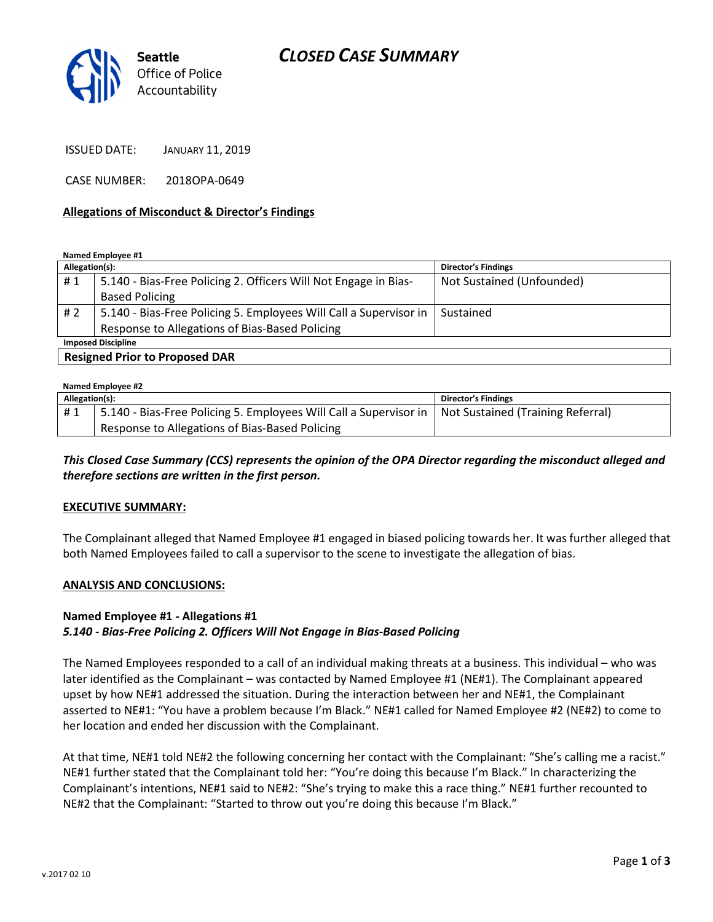Seattle Office of Police Accountability

# CLOSED CASE SUMMARY

ISSUED DATE: JANUARY 11, 2019

CASE NUMBER: 2018OPA-0649

## Allegations of Misconduct & Director's Findings

**Named Employee #1**

| Allegation(s): | | Director's Findings |
|---|---|---|
| # 1 | 5.140 - Bias-Free Policing 2. Officers Will Not Engage in Bias-Based Policing | Not Sustained (Unfounded) |
| # 2 | 5.140 - Bias-Free Policing 5. Employees Will Call a Supervisor in Response to Allegations of Bias-Based Policing | Sustained |
| **Imposed Discipline** | | |
| **Resigned Prior to Proposed DAR** | | |

**Named Employee #2**

| Allegation(s): | | Director's Findings |
|---|---|---|
| # 1 | 5.140 - Bias-Free Policing 5. Employees Will Call a Supervisor in Response to Allegations of Bias-Based Policing | Not Sustained (Training Referral) |

***This Closed Case Summary (CCS) represents the opinion of the OPA Director regarding the misconduct alleged and therefore sections are written in the first person.***

### EXECUTIVE SUMMARY:

The Complainant alleged that Named Employee #1 engaged in biased policing towards her. It was further alleged that both Named Employees failed to call a supervisor to the scene to investigate the allegation of bias.

### ANALYSIS AND CONCLUSIONS:

**Named Employee #1 - Allegations #1**
***5.140 - Bias-Free Policing 2. Officers Will Not Engage in Bias-Based Policing***

The Named Employees responded to a call of an individual making threats at a business. This individual – who was later identified as the Complainant – was contacted by Named Employee #1 (NE#1). The Complainant appeared upset by how NE#1 addressed the situation. During the interaction between her and NE#1, the Complainant asserted to NE#1: "You have a problem because I'm Black." NE#1 called for Named Employee #2 (NE#2) to come to her location and ended her discussion with the Complainant.

At that time, NE#1 told NE#2 the following concerning her contact with the Complainant: "She's calling me a racist." NE#1 further stated that the Complainant told her: "You're doing this because I'm Black." In characterizing the Complainant's intentions, NE#1 said to NE#2: "She's trying to make this a race thing." NE#1 further recounted to NE#2 that the Complainant: "Started to throw out you're doing this because I'm Black."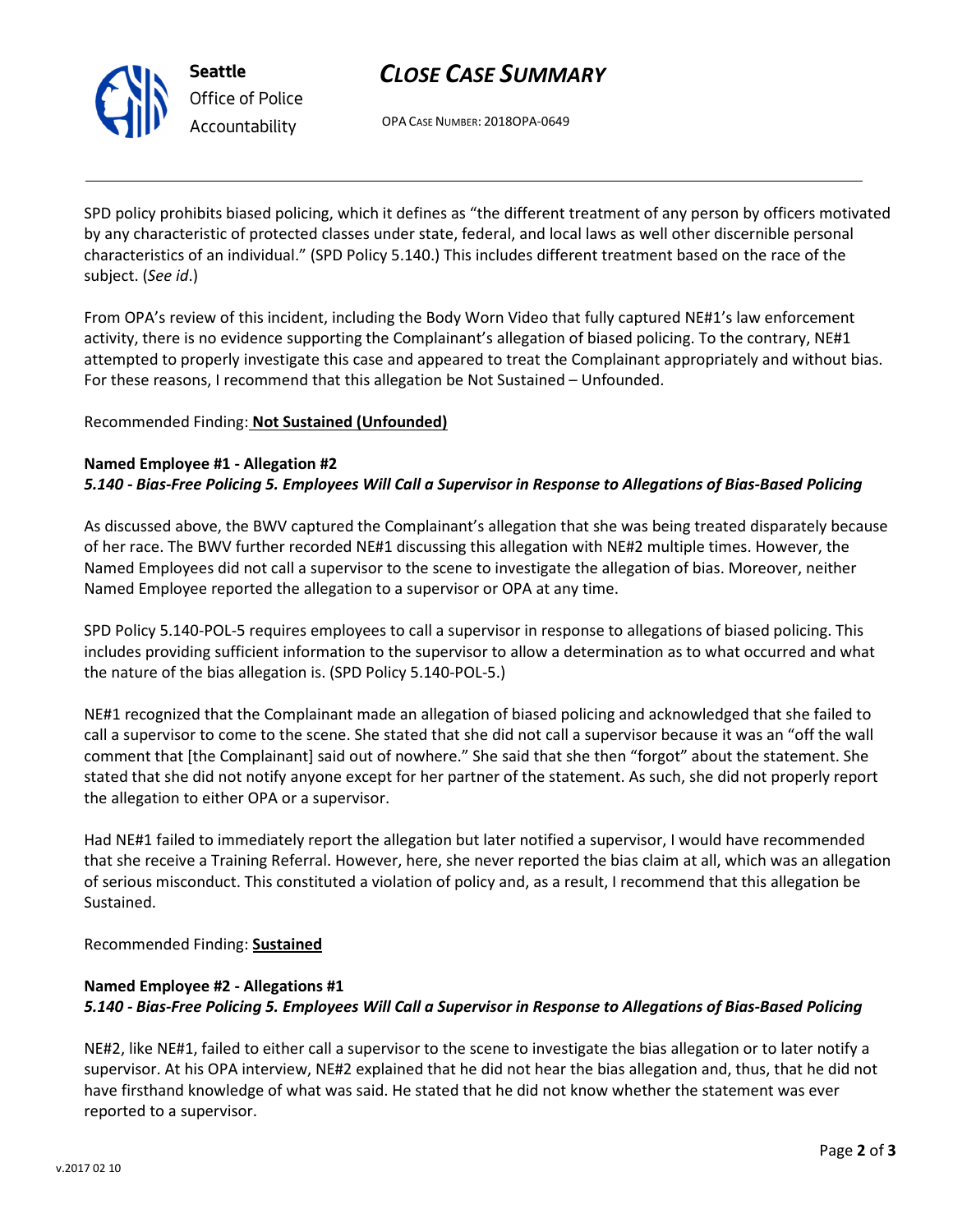SPD policy prohibits biased policing, which it defines as "the different treatment of any person by officers motivated by any characteristic of protected classes under state, federal, and local laws as well other discernible personal characteristics of an individual." (SPD Policy 5.140.) This includes different treatment based on the race of the subject. (*See id*.)

From OPA's review of this incident, including the Body Worn Video that fully captured NE#1's law enforcement activity, there is no evidence supporting the Complainant's allegation of biased policing. To the contrary, NE#1 attempted to properly investigate this case and appeared to treat the Complainant appropriately and without bias. For these reasons, I recommend that this allegation be Not Sustained – Unfounded.

Recommended Finding: **Not Sustained (Unfounded)**

**Named Employee #1 - Allegation #2**
***5.140 - Bias-Free Policing 5. Employees Will Call a Supervisor in Response to Allegations of Bias-Based Policing***

As discussed above, the BWV captured the Complainant's allegation that she was being treated disparately because of her race. The BWV further recorded NE#1 discussing this allegation with NE#2 multiple times. However, the Named Employees did not call a supervisor to the scene to investigate the allegation of bias. Moreover, neither Named Employee reported the allegation to a supervisor or OPA at any time.

SPD Policy 5.140-POL-5 requires employees to call a supervisor in response to allegations of biased policing. This includes providing sufficient information to the supervisor to allow a determination as to what occurred and what the nature of the bias allegation is. (SPD Policy 5.140-POL-5.)

NE#1 recognized that the Complainant made an allegation of biased policing and acknowledged that she failed to call a supervisor to come to the scene. She stated that she did not call a supervisor because it was an "off the wall comment that [the Complainant] said out of nowhere." She said that she then "forgot" about the statement. She stated that she did not notify anyone except for her partner of the statement. As such, she did not properly report the allegation to either OPA or a supervisor.

Had NE#1 failed to immediately report the allegation but later notified a supervisor, I would have recommended that she receive a Training Referral. However, here, she never reported the bias claim at all, which was an allegation of serious misconduct. This constituted a violation of policy and, as a result, I recommend that this allegation be Sustained.

Recommended Finding: **Sustained**

**Named Employee #2 - Allegations #1**
***5.140 - Bias-Free Policing 5. Employees Will Call a Supervisor in Response to Allegations of Bias-Based Policing***

NE#2, like NE#1, failed to either call a supervisor to the scene to investigate the bias allegation or to later notify a supervisor. At his OPA interview, NE#2 explained that he did not hear the bias allegation and, thus, that he did not have firsthand knowledge of what was said. He stated that he did not know whether the statement was ever reported to a supervisor.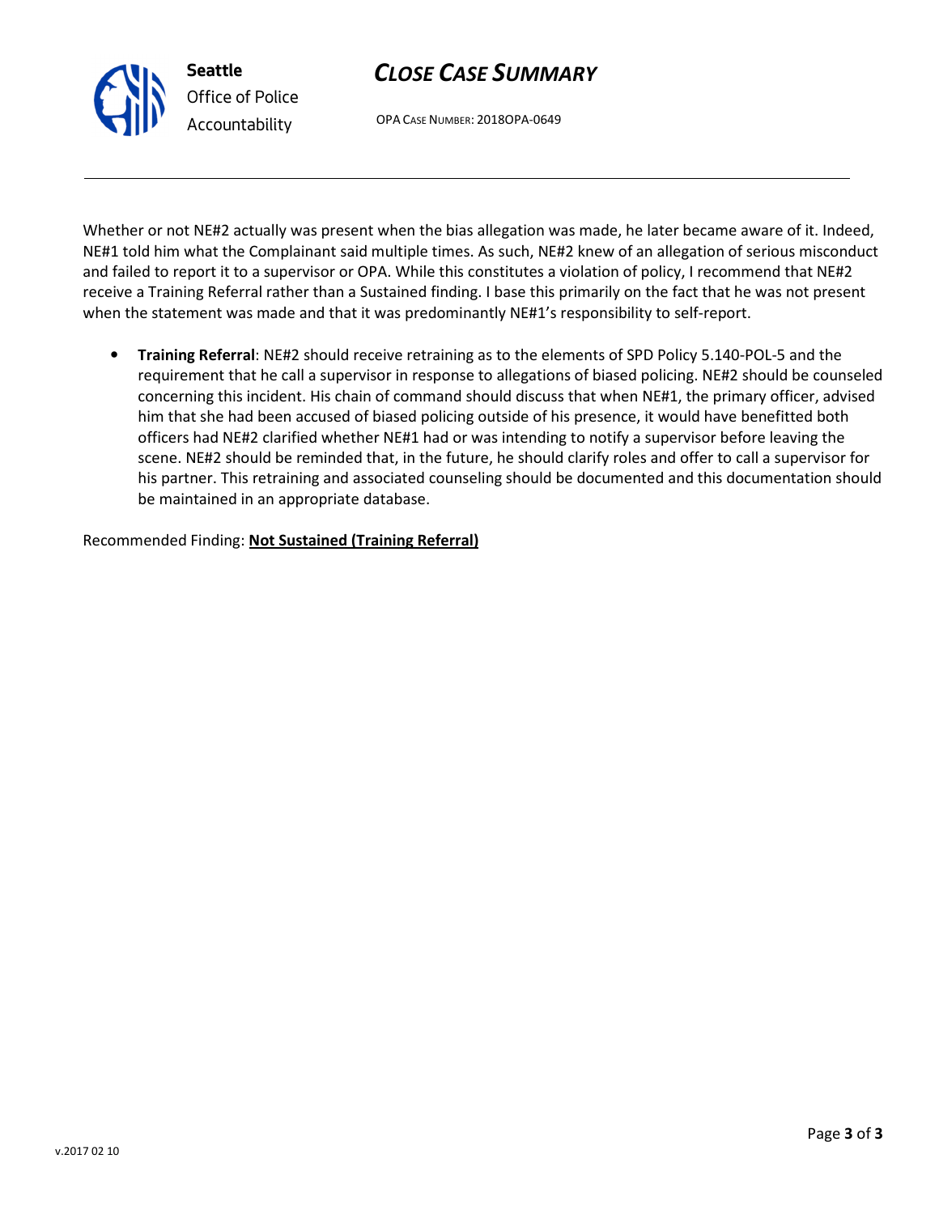Whether or not NE#2 actually was present when the bias allegation was made, he later became aware of it. Indeed, NE#1 told him what the Complainant said multiple times. As such, NE#2 knew of an allegation of serious misconduct and failed to report it to a supervisor or OPA. While this constitutes a violation of policy, I recommend that NE#2 receive a Training Referral rather than a Sustained finding. I base this primarily on the fact that he was not present when the statement was made and that it was predominantly NE#1's responsibility to self-report.

- **Training Referral**: NE#2 should receive retraining as to the elements of SPD Policy 5.140-POL-5 and the requirement that he call a supervisor in response to allegations of biased policing. NE#2 should be counseled concerning this incident. His chain of command should discuss that when NE#1, the primary officer, advised him that she had been accused of biased policing outside of his presence, it would have benefitted both officers had NE#2 clarified whether NE#1 had or was intending to notify a supervisor before leaving the scene. NE#2 should be reminded that, in the future, he should clarify roles and offer to call a supervisor for his partner. This retraining and associated counseling should be documented and this documentation should be maintained in an appropriate database.

Recommended Finding: **Not Sustained (Training Referral)**